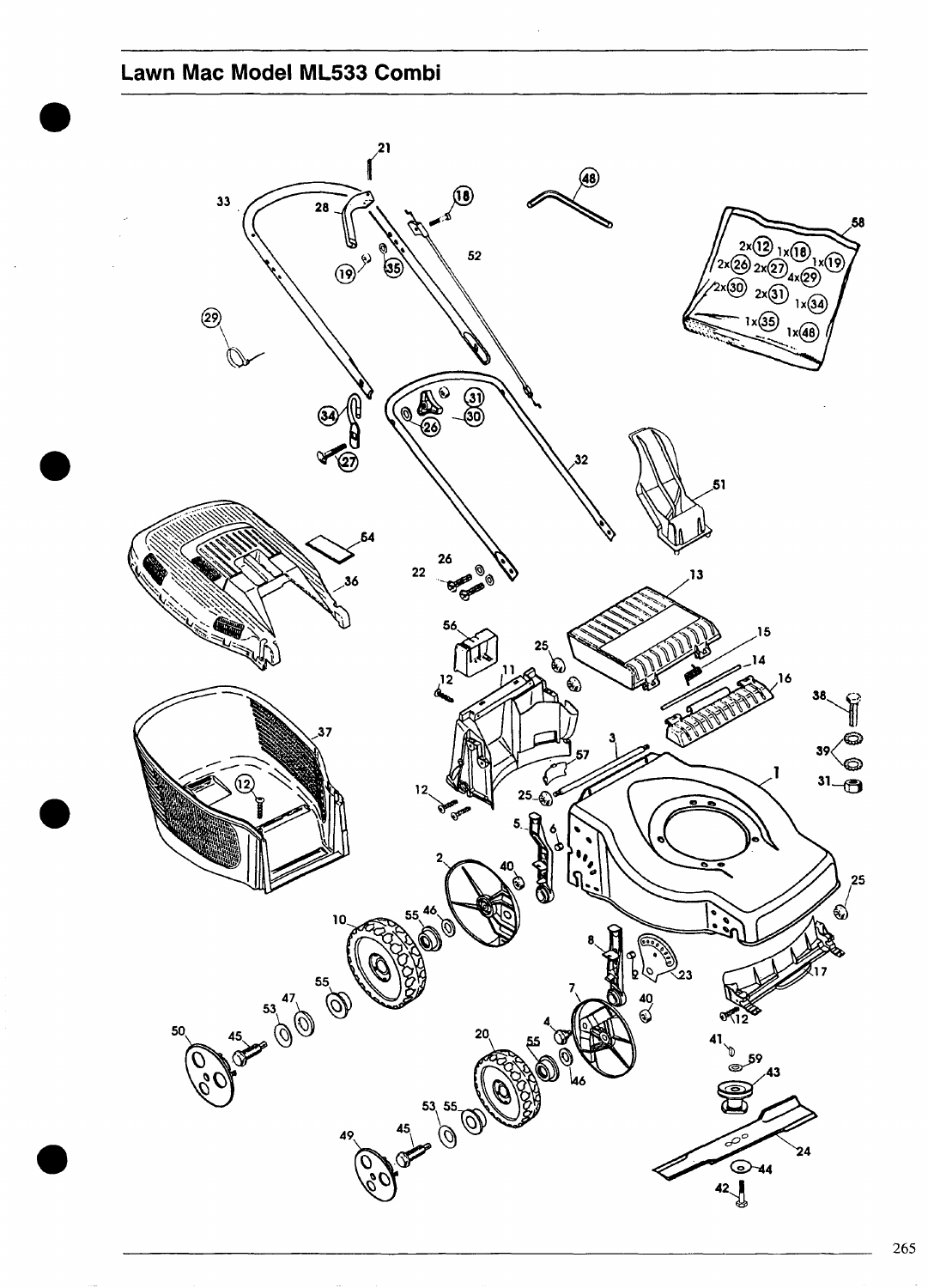# Lawn Mac Model ML533 Combi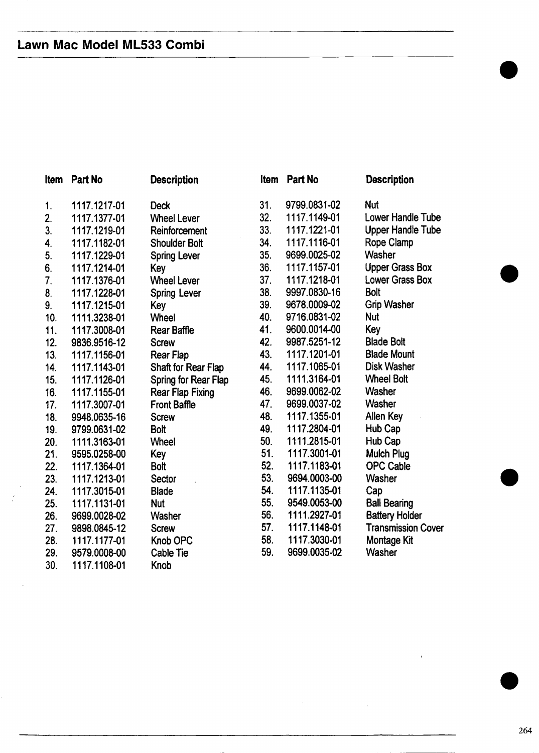## Lawn Mac Model ML533 Combi

| Item | Part No | Description | Item | Part No | Description |
|---|---|---|---|---|---|
| 1. | 1117.1217-01 | Deck | 31. | 9799.0831-02 | Nut |
| 2. | 1117.1377-01 | Wheel Lever | 32. | 1117.1149-01 | Lower Handle Tube |
| 3. | 1117.1219-01 | Reinforcement | 33. | 1117.1221-01 | Upper Handle Tube |
| 4. | 1117.1182-01 | Shoulder Bolt | 34. | 1117.1116-01 | Rope Clamp |
| 5. | 1117.1229-01 | Spring Lever | 35. | 9699.0025-02 | Washer |
| 6. | 1117.1214-01 | Key | 36. | 1117.1157-01 | Upper Grass Box |
| 7. | 1117.1376-01 | Wheel Lever | 37. | 1117.1218-01 | Lower Grass Box |
| 8. | 1117.1228-01 | Spring Lever | 38. | 9997.0830-16 | Bolt |
| 9. | 1117.1215-01 | Key | 39. | 9678.0009-02 | Grip Washer |
| 10. | 1111.3238-01 | Wheel | 40. | 9716.0831-02 | Nut |
| 11. | 1117.3008-01 | Rear Baffle | 41. | 9600.0014-00 | Key |
| 12. | 9836.9516-12 | Screw | 42. | 9987.5251-12 | Blade Bolt |
| 13. | 1117.1156-01 | Rear Flap | 43. | 1117.1201-01 | Blade Mount |
| 14. | 1117.1143-01 | Shaft for Rear Flap | 44. | 1117.1065-01 | Disk Washer |
| 15. | 1117.1126-01 | Spring for Rear Flap | 45. | 1111.3164-01 | Wheel Bolt |
| 16. | 1117.1155-01 | Rear Flap Fixing | 46. | 9699.0062-02 | Washer |
| 17. | 1117.3007-01 | Front Baffle | 47. | 9699.0037-02 | Washer |
| 18. | 9948.0635-16 | Screw | 48. | 1117.1355-01 | Allen Key |
| 19. | 9799.0631-02 | Bolt | 49. | 1117.2804-01 | Hub Cap |
| 20. | 1111.3163-01 | Wheel | 50. | 1111.2815-01 | Hub Cap |
| 21. | 9595.0258-00 | Key | 51. | 1117.3001-01 | Mulch Plug |
| 22. | 1117.1364-01 | Bolt | 52. | 1117.1183-01 | OPC Cable |
| 23. | 1117.1213-01 | Sector | 53. | 9694.0003-00 | Washer |
| 24. | 1117.3015-01 | Blade | 54. | 1117.1135-01 | Cap |
| 25. | 1117.1131-01 | Nut | 55. | 9549.0053-00 | Ball Bearing |
| 26. | 9699.0028-02 | Washer | 56. | 1111.2927-01 | Battery Holder |
| 27. | 9898.0845-12 | Screw | 57. | 1117.1148-01 | Transmission Cover |
| 28. | 1117.1177-01 | Knob OPC | 58. | 1117.3030-01 | Montage Kit |
| 29. | 9579.0008-00 | Cable Tie | 59. | 9699.0035-02 | Washer |
| 30. | 1117.1108-01 | Knob | | | |